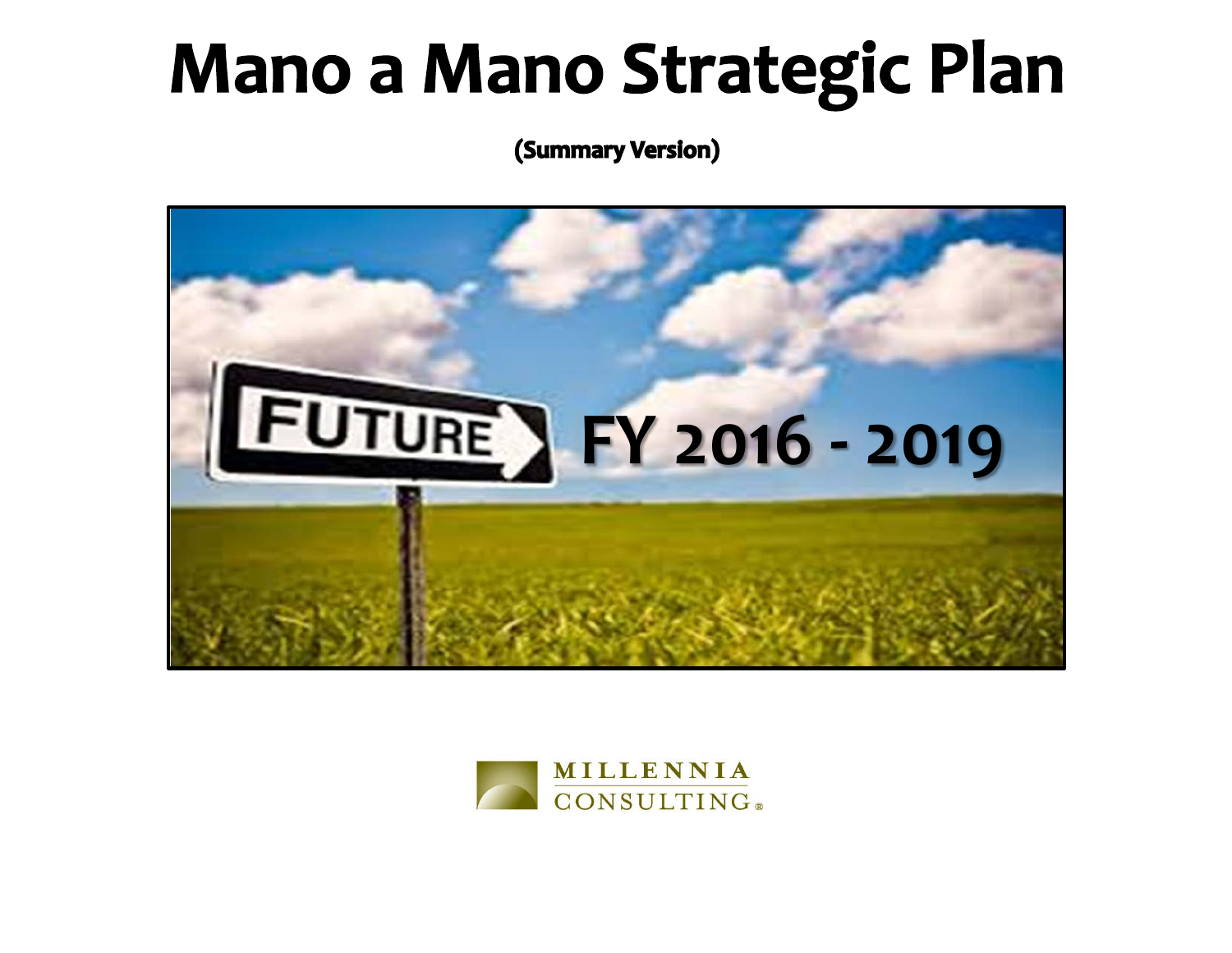# Mano a Mano Strategic Plan

**(Summary Version)**

FUTURE

**FY 2016 - 2019**

MILLENNIA CONSULTING®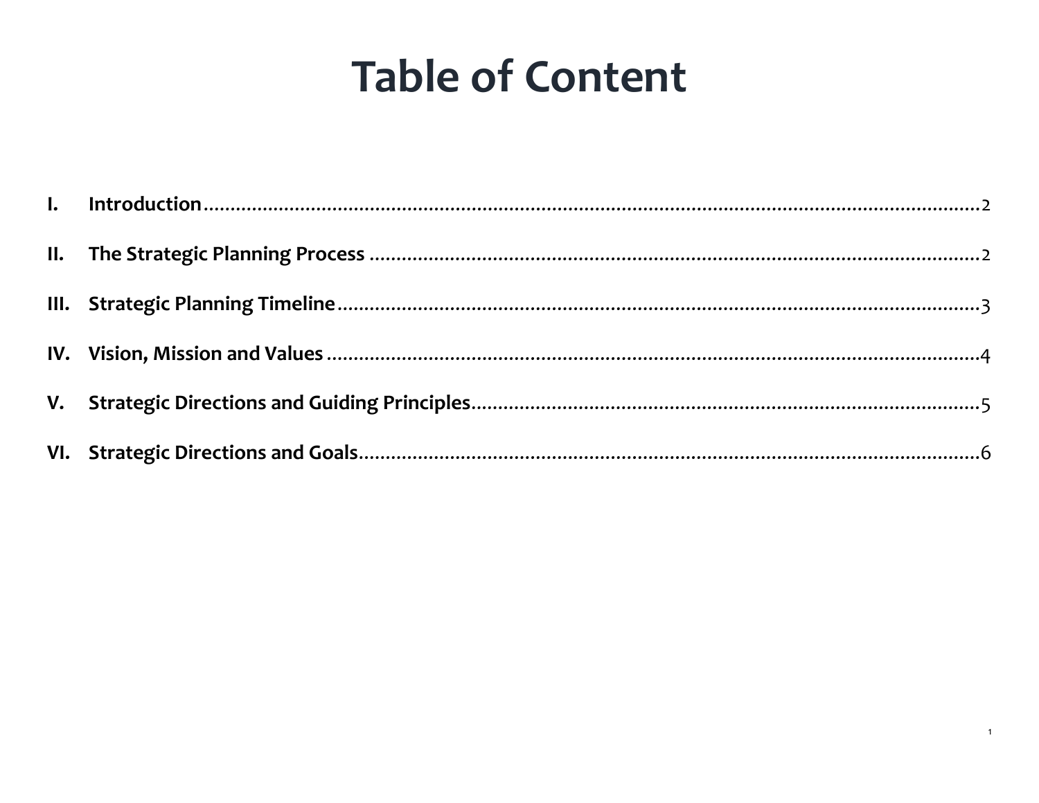# Table of Content

| | | |
|---|---|---|
| **I.** | **Introduction** | 2 |
| **II.** | **The Strategic Planning Process** | 2 |
| **III.** | **Strategic Planning Timeline** | 3 |
| **IV.** | **Vision, Mission and Values** | 4 |
| **V.** | **Strategic Directions and Guiding Principles** | 5 |
| **VI.** | **Strategic Directions and Goals** | 6 |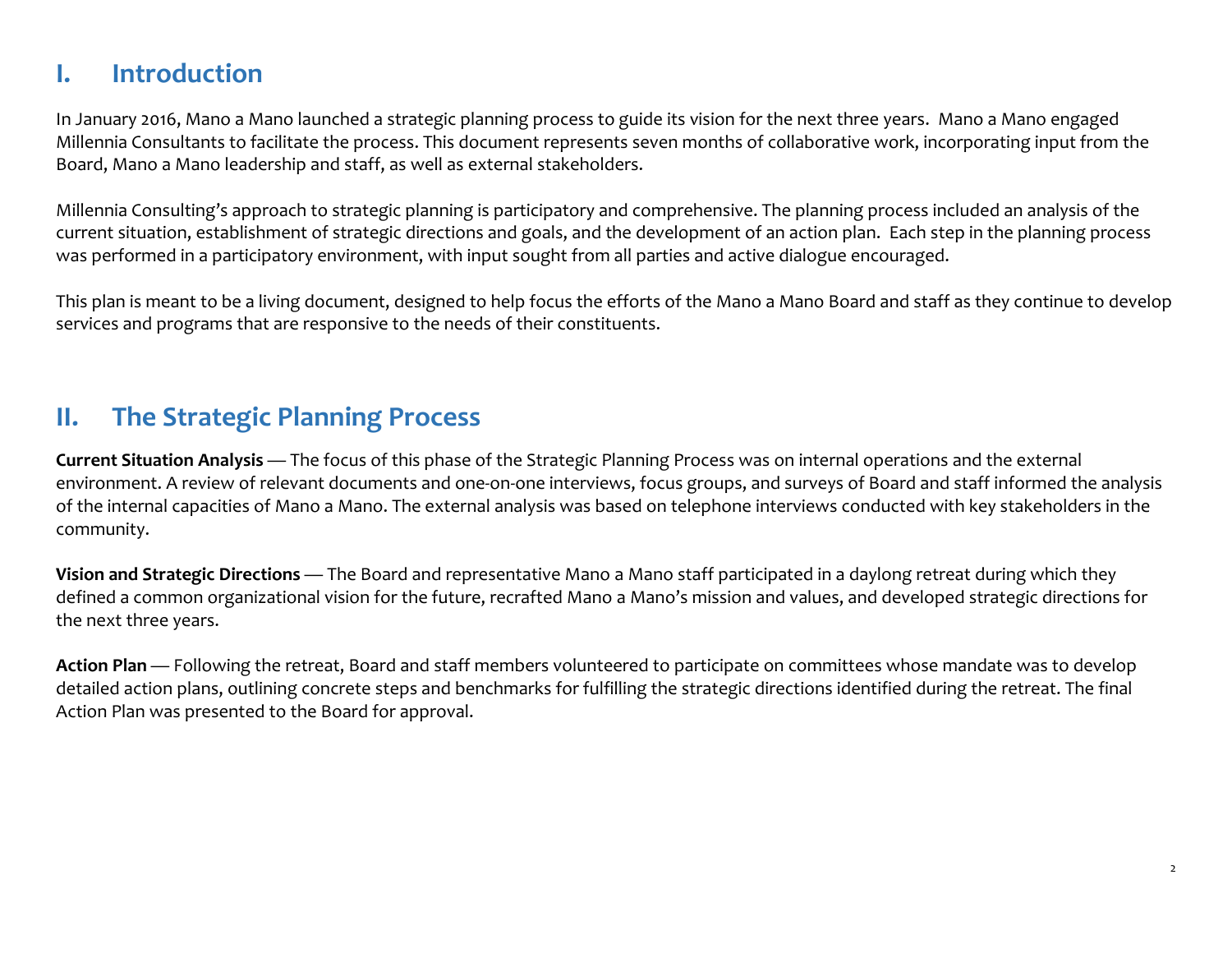# I. Introduction

In January 2016, Mano a Mano launched a strategic planning process to guide its vision for the next three years. Mano a Mano engaged Millennia Consultants to facilitate the process. This document represents seven months of collaborative work, incorporating input from the Board, Mano a Mano leadership and staff, as well as external stakeholders.

Millennia Consulting's approach to strategic planning is participatory and comprehensive. The planning process included an analysis of the current situation, establishment of strategic directions and goals, and the development of an action plan. Each step in the planning process was performed in a participatory environment, with input sought from all parties and active dialogue encouraged.

This plan is meant to be a living document, designed to help focus the efforts of the Mano a Mano Board and staff as they continue to develop services and programs that are responsive to the needs of their constituents.

# II. The Strategic Planning Process

**Current Situation Analysis** — The focus of this phase of the Strategic Planning Process was on internal operations and the external environment. A review of relevant documents and one-on-one interviews, focus groups, and surveys of Board and staff informed the analysis of the internal capacities of Mano a Mano. The external analysis was based on telephone interviews conducted with key stakeholders in the community.

**Vision and Strategic Directions** — The Board and representative Mano a Mano staff participated in a daylong retreat during which they defined a common organizational vision for the future, recrafted Mano a Mano's mission and values, and developed strategic directions for the next three years.

**Action Plan** — Following the retreat, Board and staff members volunteered to participate on committees whose mandate was to develop detailed action plans, outlining concrete steps and benchmarks for fulfilling the strategic directions identified during the retreat. The final Action Plan was presented to the Board for approval.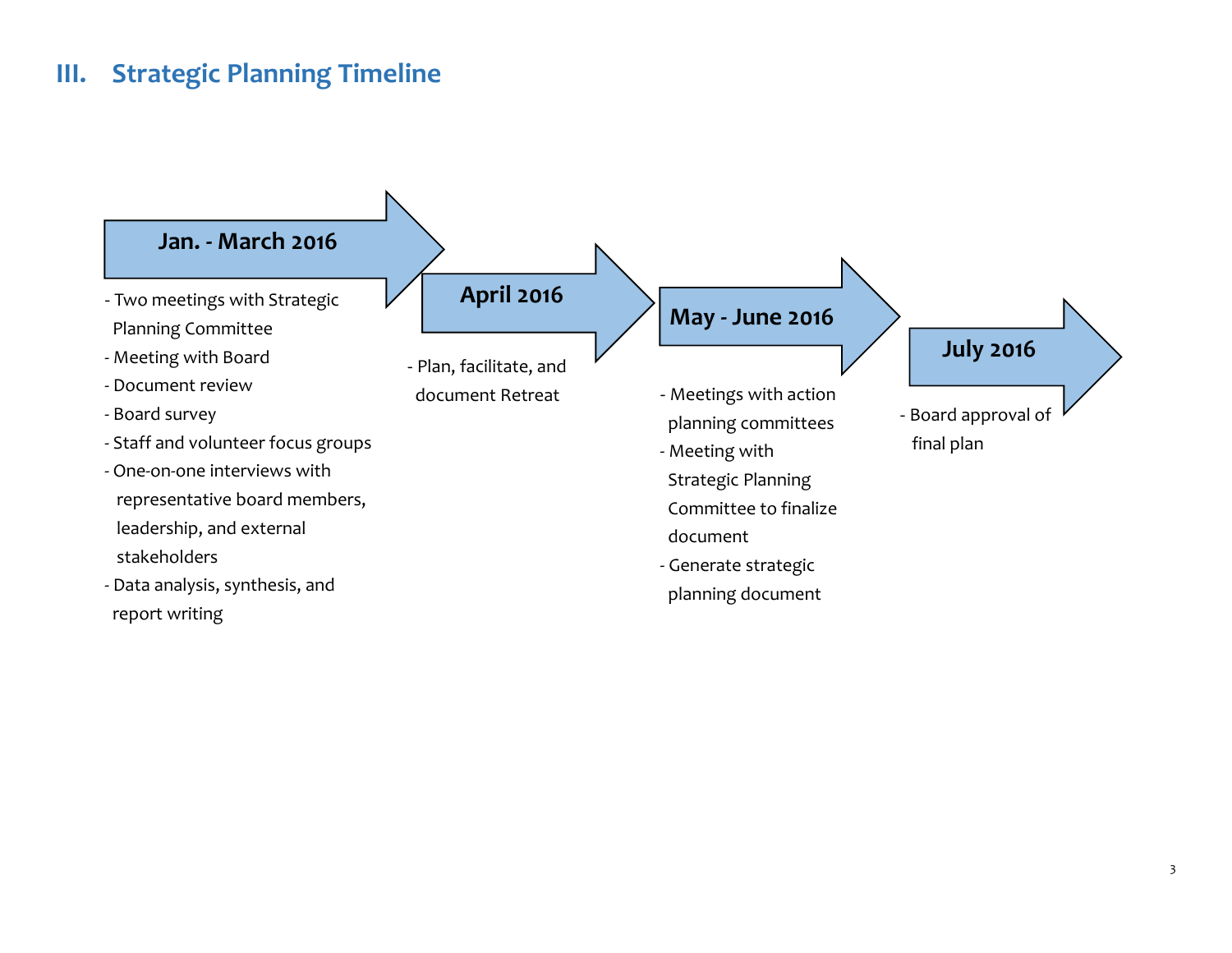## III. Strategic Planning Timeline

**Jan. - March 2016**

- Two meetings with Strategic Planning Committee
- Meeting with Board
- Document review
- Board survey
- Staff and volunteer focus groups
- One-on-one interviews with representative board members, leadership, and external stakeholders
- Data analysis, synthesis, and report writing

**April 2016**

- Plan, facilitate, and document Retreat

**May - June 2016**

- Meetings with action planning committees
- Meeting with Strategic Planning Committee to finalize document
- Generate strategic planning document

**July 2016**

- Board approval of final plan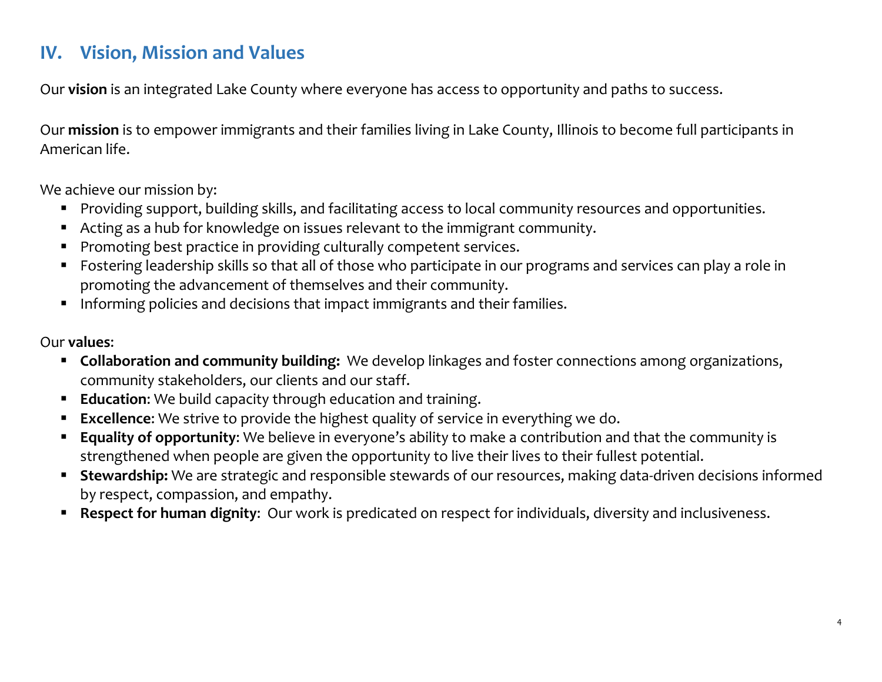## IV. Vision, Mission and Values

Our **vision** is an integrated Lake County where everyone has access to opportunity and paths to success.

Our **mission** is to empower immigrants and their families living in Lake County, Illinois to become full participants in American life.

We achieve our mission by:

- Providing support, building skills, and facilitating access to local community resources and opportunities.
- Acting as a hub for knowledge on issues relevant to the immigrant community.
- Promoting best practice in providing culturally competent services.
- Fostering leadership skills so that all of those who participate in our programs and services can play a role in promoting the advancement of themselves and their community.
- Informing policies and decisions that impact immigrants and their families.

Our **values**:

- **Collaboration and community building:** We develop linkages and foster connections among organizations, community stakeholders, our clients and our staff.
- **Education**: We build capacity through education and training.
- **Excellence**: We strive to provide the highest quality of service in everything we do.
- **Equality of opportunity**: We believe in everyone's ability to make a contribution and that the community is strengthened when people are given the opportunity to live their lives to their fullest potential.
- **Stewardship:** We are strategic and responsible stewards of our resources, making data-driven decisions informed by respect, compassion, and empathy.
- **Respect for human dignity**: Our work is predicated on respect for individuals, diversity and inclusiveness.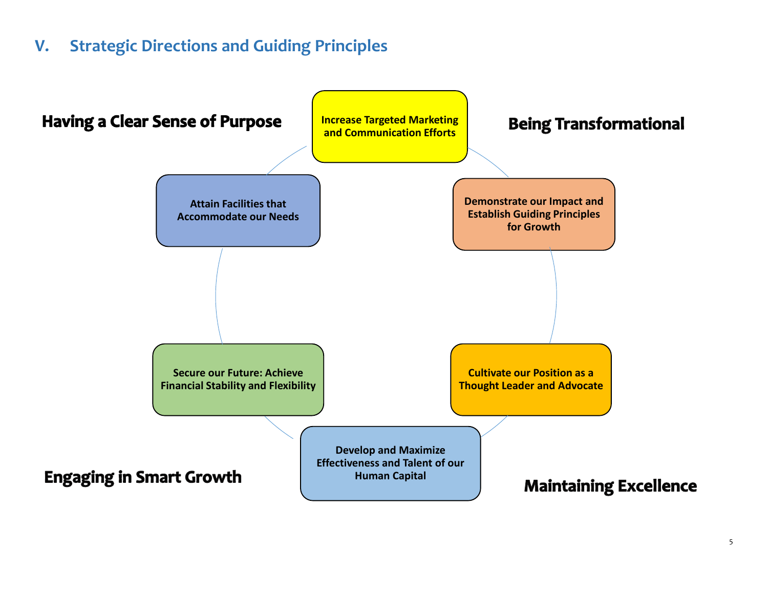## V. Strategic Directions and Guiding Principles

**Having a Clear Sense of Purpose**

**Being Transformational**

**Engaging in Smart Growth**

**Maintaining Excellence**

- **Increase Targeted Marketing and Communication Efforts**
- **Demonstrate our Impact and Establish Guiding Principles for Growth**
- **Cultivate our Position as a Thought Leader and Advocate**
- **Develop and Maximize Effectiveness and Talent of our Human Capital**
- **Secure our Future: Achieve Financial Stability and Flexibility**
- **Attain Facilities that Accommodate our Needs**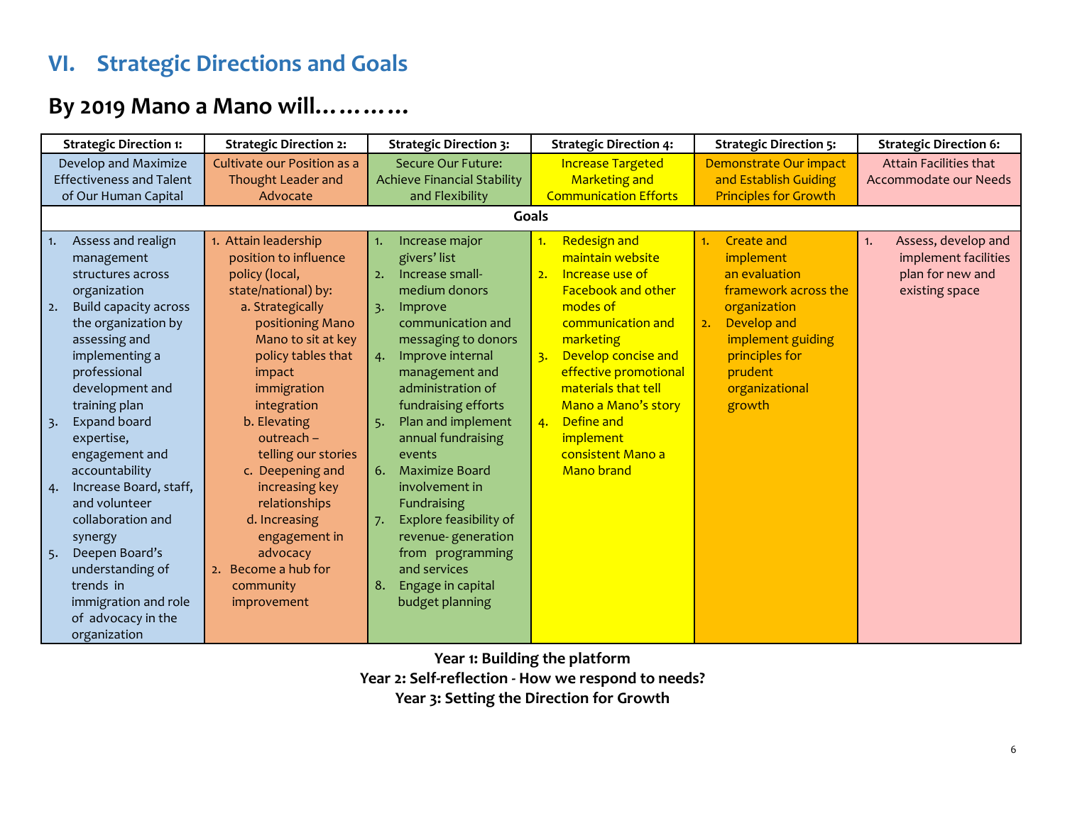# VI. Strategic Directions and Goals

## By 2019 Mano a Mano will…………

| Strategic Direction 1: | Strategic Direction 2: | Strategic Direction 3: | Strategic Direction 4: | Strategic Direction 5: | Strategic Direction 6: |
|---|---|---|---|---|---|
| Develop and Maximize Effectiveness and Talent of Our Human Capital | Cultivate our Position as a Thought Leader and Advocate | Secure Our Future: Achieve Financial Stability and Flexibility | Increase Targeted Marketing and Communication Efforts | Demonstrate Our impact and Establish Guiding Principles for Growth | Attain Facilities that Accommodate our Needs |
| **Goals** | | | | | |
| 1. Assess and realign management structures across organization<br>2. Build capacity across the organization by assessing and implementing a professional development and training plan<br>3. Expand board expertise, engagement and accountability<br>4. Increase Board, staff, and volunteer collaboration and synergy<br>5. Deepen Board's understanding of trends in immigration and role of advocacy in the organization | 1. Attain leadership position to influence policy (local, state/national) by:<br>a. Strategically positioning Mano Mano to sit at key policy tables that impact immigration integration<br>b. Elevating outreach – telling our stories<br>c. Deepening and increasing key relationships<br>d. Increasing engagement in advocacy<br>2. Become a hub for community improvement | 1. Increase major givers' list<br>2. Increase small-medium donors<br>3. Improve communication and messaging to donors<br>4. Improve internal management and administration of fundraising efforts<br>5. Plan and implement annual fundraising events<br>6. Maximize Board involvement in Fundraising<br>7. Explore feasibility of revenue- generation from programming and services<br>8. Engage in capital budget planning | 1. Redesign and maintain website<br>2. Increase use of Facebook and other modes of communication and marketing<br>3. Develop concise and effective promotional materials that tell Mano a Mano's story<br>4. Define and implement consistent Mano a Mano brand | 1. Create and implement an evaluation framework across the organization<br>2. Develop and implement guiding principles for prudent organizational growth | 1. Assess, develop and implement facilities plan for new and existing space |

**Year 1: Building the platform**
**Year 2: Self-reflection - How we respond to needs?**
**Year 3: Setting the Direction for Growth**